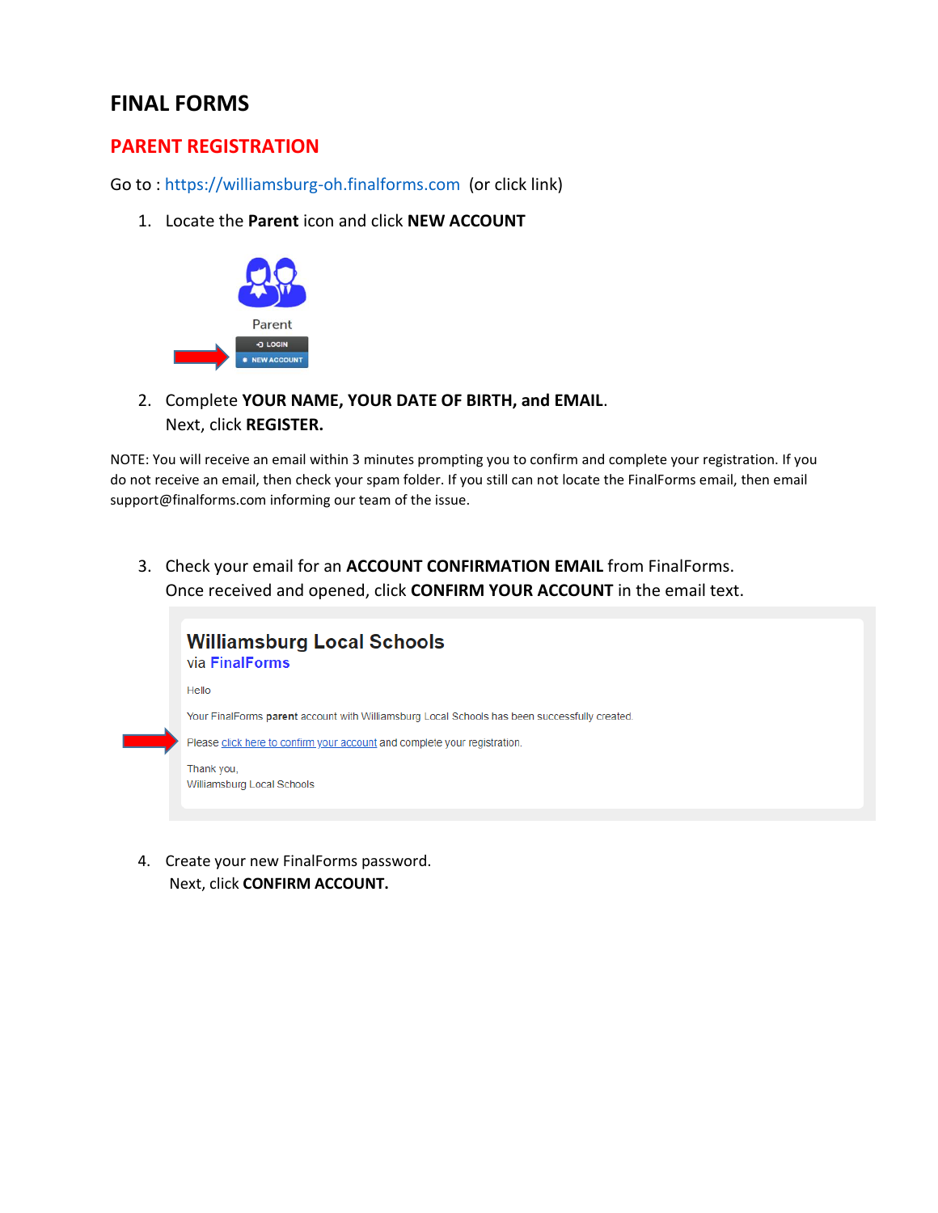# FINAL FORMS

## PARENT REGISTRATION

Go to : https://williamsburg-oh.finalforms.com (or click link)

1. Locate the **Parent** icon and click **NEW ACCOUNT**

   Parent
   LOGIN
   NEW ACCOUNT

2. Complete **YOUR NAME, YOUR DATE OF BIRTH, and EMAIL**.
   Next, click **REGISTER.**

NOTE: You will receive an email within 3 minutes prompting you to confirm and complete your registration. If you do not receive an email, then check your spam folder. If you still can not locate the FinalForms email, then email support@finalforms.com informing our team of the issue.

3. Check your email for an **ACCOUNT CONFIRMATION EMAIL** from FinalForms.
   Once received and opened, click **CONFIRM YOUR ACCOUNT** in the email text.

   **Williamsburg Local Schools**
   via **FinalForms**

   Hello

   Your FinalForms **parent** account with Williamsburg Local Schools has been successfully created.

   Please click here to confirm your account and complete your registration.

   Thank you,
   Williamsburg Local Schools

4. Create your new FinalForms password.
   Next, click **CONFIRM ACCOUNT.**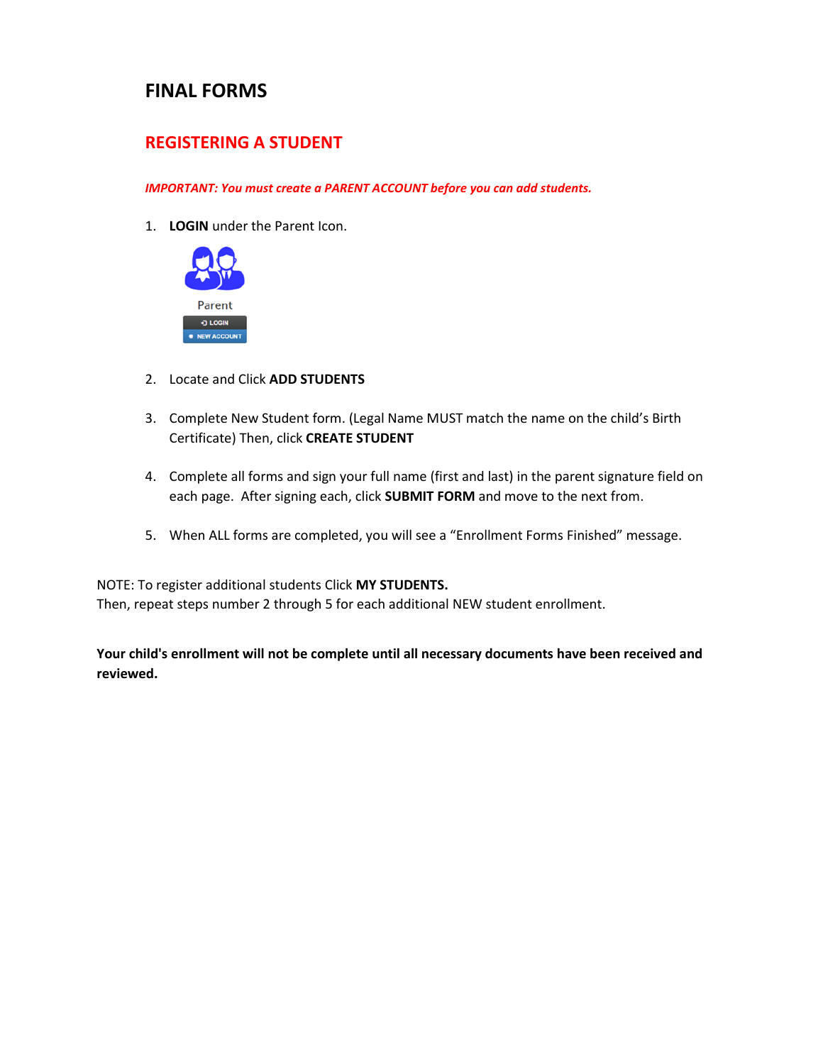# FINAL FORMS

## REGISTERING A STUDENT

***IMPORTANT: You must create a PARENT ACCOUNT before you can add students.***

1. **LOGIN** under the Parent Icon.

   Parent
   LOGIN
   NEW ACCOUNT

2. Locate and Click **ADD STUDENTS**

3. Complete New Student form. (Legal Name MUST match the name on the child's Birth Certificate) Then, click **CREATE STUDENT**

4. Complete all forms and sign your full name (first and last) in the parent signature field on each page. After signing each, click **SUBMIT FORM** and move to the next from.

5. When ALL forms are completed, you will see a "Enrollment Forms Finished" message.

NOTE: To register additional students Click **MY STUDENTS.**
Then, repeat steps number 2 through 5 for each additional NEW student enrollment.

**Your child's enrollment will not be complete until all necessary documents have been received and reviewed.**